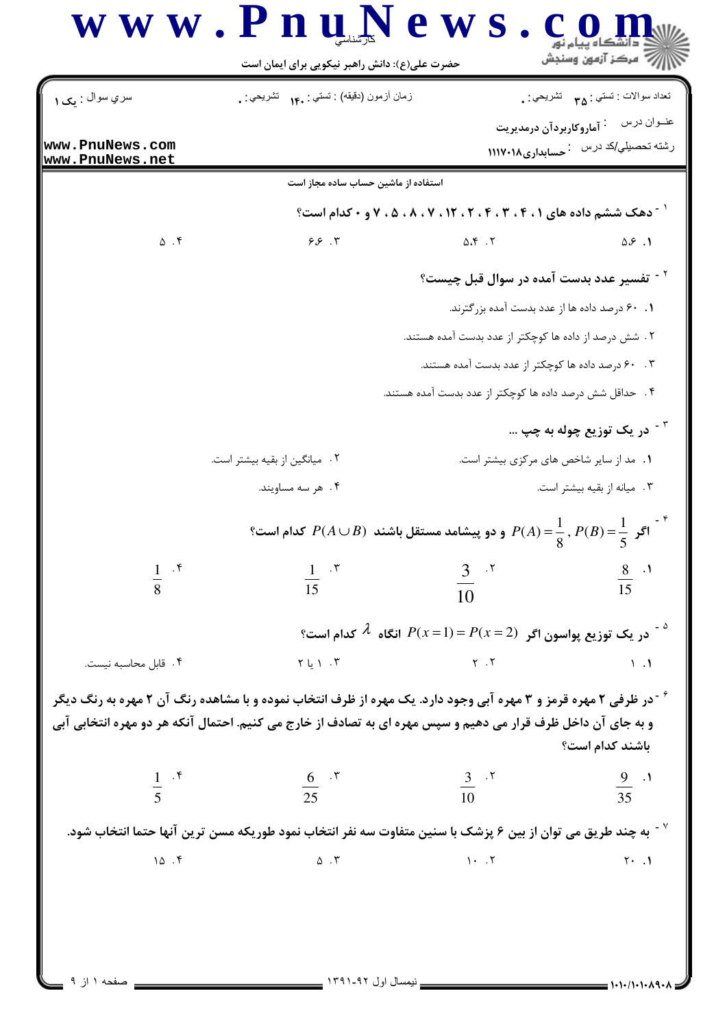حضرت علی(ع): دانش راهبر نیکویی برای ایمان است

سري سوال : یک ۱

زمان آزمون (دقیقه) : تستي : ۱۴۰ تشريحي : ۰

تعداد سوالات : تستي : ۳۵ تشريحي : ۰

عنـوان درس : آماروکاربردآن درمدیریت

رشته تحصيلي/کد درس : حسابداری۱۱۱۷۰۱۸

استفاده از ماشین حساب ساده مجاز است

۱- دهک ششم داده های ۱ ، ۴ ، ۳ ، ۴ ، ۲ ، ۱۲ ، ۷ ، ۸ ، ۵ ، ۷ و ۰ کدام است؟

۱. ۵.۶ ۲. ۵.۴ ۳. ۶.۶ ۴. ۵

۲- تفسیر عدد بدست آمده در سوال قبل چیست؟

۱. ۶۰ درصد داده ها از عدد بدست آمده بزرگترند.

۲. شش درصد از داده ها کوچکتر از عدد بدست آمده هستند.

۳. ۶۰ درصد داده ها کوچکتر از عدد بدست آمده هستند.

۴. حداقل شش درصد داده ها کوچکتر از عدد بدست آمده هستند.

۳- در یک توزیع چوله به چپ ...

۱. مد از سایر شاخص های مرکزی بیشتر است.

۲. میانگین از بقیه بیشتر است.

۳. میانه از بقیه بیشتر است.

۴. هر سه مساویند.

۴- اگر $P(B)=\frac{1}{5}$ , $P(A)=\frac{1}{8}$ و دو پیشامد مستقل باشند $P(A \cup B)$ کدام است؟

۱. $\frac{8}{15}$ ۲. $\frac{3}{10}$ ۳. $\frac{1}{15}$ ۴. $\frac{1}{8}$

۵- در یک توزیع پواسون اگر $P(x=1)=P(x=2)$ انگاه $\lambda$ کدام است؟

۱. ۱ ۲. ۲ ۳. ۱ یا ۲ ۴. قابل محاسبه نیست.

۶- در ظرفی ۲ مهره قرمز و ۳ مهره آبی وجود دارد. یک مهره از ظرف انتخاب نموده و با مشاهده رنگ آن ۲ مهره به رنگ دیگر و به جای آن داخل ظرف قرار می دهیم و سپس مهره ای به تصادف از خارج می کنیم. احتمال آنکه هر دو مهره انتخابی آبی باشند کدام است؟

۱. $\frac{9}{35}$ ۲. $\frac{3}{10}$ ۳. $\frac{6}{25}$ ۴. $\frac{1}{5}$

۷- به چند طریق می توان از بین ۶ پزشک با سنین متفاوت سه نفر انتخاب نمود طوریکه مسن ترین آنها حتما انتخاب شود.

۱. ۲۰ ۲. ۱۰ ۳. ۵ ۴. ۱۵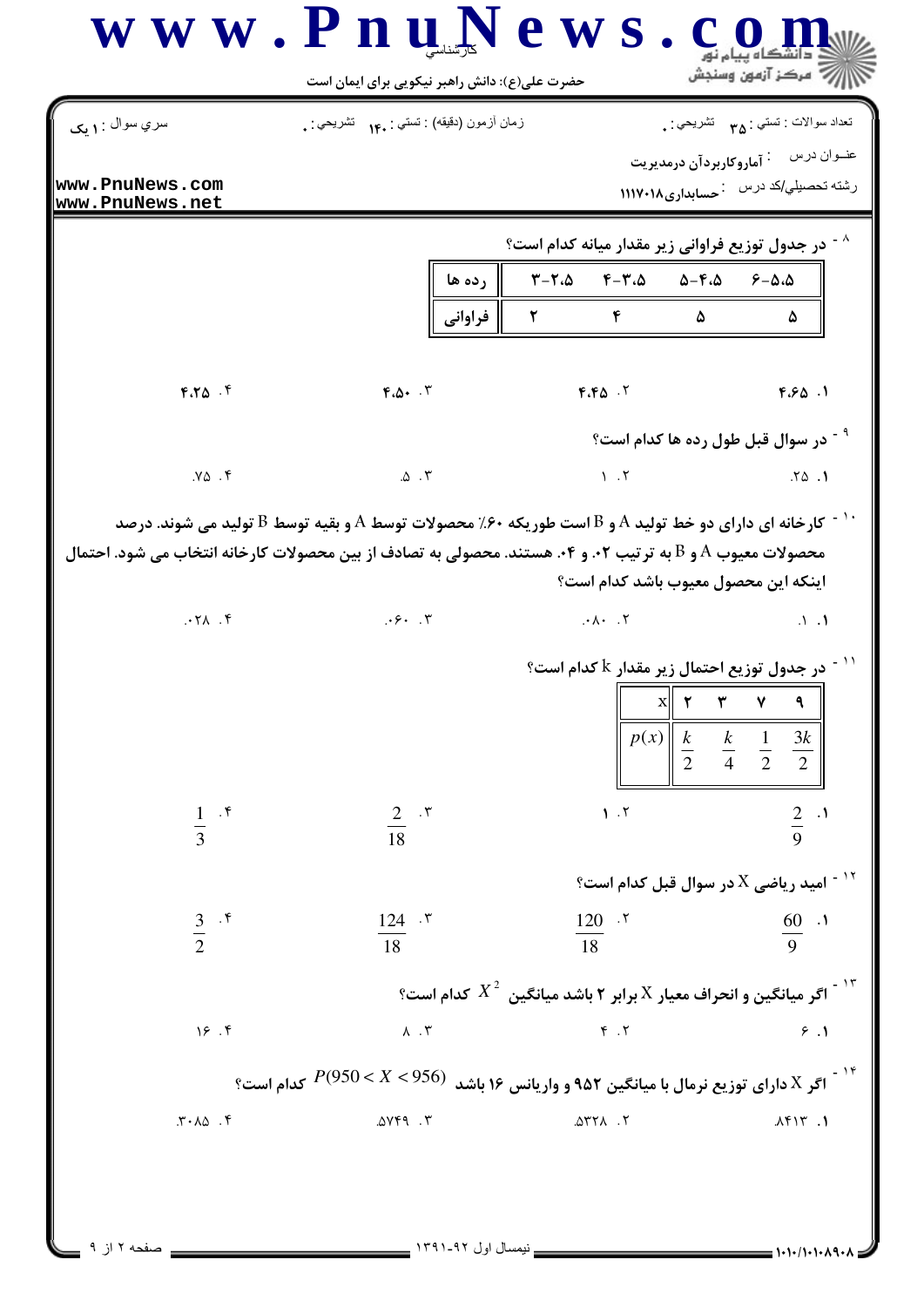تعداد سوالات : تستی : ۳۵  تشریحی : ۰  زمان آزمون (دقیقه) : تستی : ۱۴۰  تشریحی : ۰  سري سوال : ۱ یک

عنوان درس : آماروکاربردآن درمدیریت

رشته تحصیلی/کد درس : حسابداری۱۱۱۷۰۱۸

۸ - در جدول توزیع فراوانی زیر مقدار میانه کدام است؟

| رده ها | ۲.۵-۳ | ۳.۵-۴ | ۴.۵-۵ | ۵.۵-۶ |
|---|---|---|---|---|
| فراوانی | ۲ | ۴ | ۵ | ۵ |

۱. ۴.۶۵  ۲. ۴.۴۵  ۳. ۴.۵۰  ۴. ۴.۲۵

۹ - در سوال قبل طول رده ها کدام است؟

۱. ۲۵.  ۲. ۱  ۳. ۵.  ۴. ۷۵.

۱۰ - کارخانه ای دارای دو خط تولید A و B است طوریکه ۶۰٪ محصولات توسط A و بقیه توسط B تولید می شوند. درصد محصولات معیوب A و B به ترتیب ۰۲. و ۰۴. هستند. محصولی به تصادف از بین محصولات کارخانه انتخاب می شود. احتمال اینکه این محصول معیوب باشد کدام است؟

۱. ۱.  ۲. ۰۸۰.  ۳. ۰۶۰.  ۴. ۰۲۸.

۱۱ - در جدول توزیع احتمال زیر مقدار k کدام است؟

| x | ۲ | ۳ | ۷ | ۹ |
|---|---|---|---|---|
| $p(x)$ | $\frac{k}{2}$ | $\frac{k}{4}$ | $\frac{1}{2}$ | $\frac{3k}{2}$ |

۱. $\frac{2}{9}$  ۲. ۱  ۳. $\frac{2}{18}$  ۴. $\frac{1}{3}$

۱۲ - امید ریاضی X در سوال قبل کدام است؟

۱. $\frac{60}{9}$  ۲. $\frac{120}{18}$  ۳. $\frac{124}{18}$  ۴. $\frac{3}{2}$

۱۳ - اگر میانگین و انحراف معیار X برابر ۲ باشد میانگین $X^2$ کدام است؟

۱. ۶  ۲. ۴  ۳. ۸  ۴. ۱۶

۱۴ - اگر X دارای توزیع نرمال با میانگین ۹۵۲ و واریانس ۱۶ باشد $P(950 < X < 956)$ کدام است؟

۱. ۸۴۱۳.  ۲. ۵۳۲۸.  ۳. ۵۷۴۹.  ۴. ۳۰۸۵.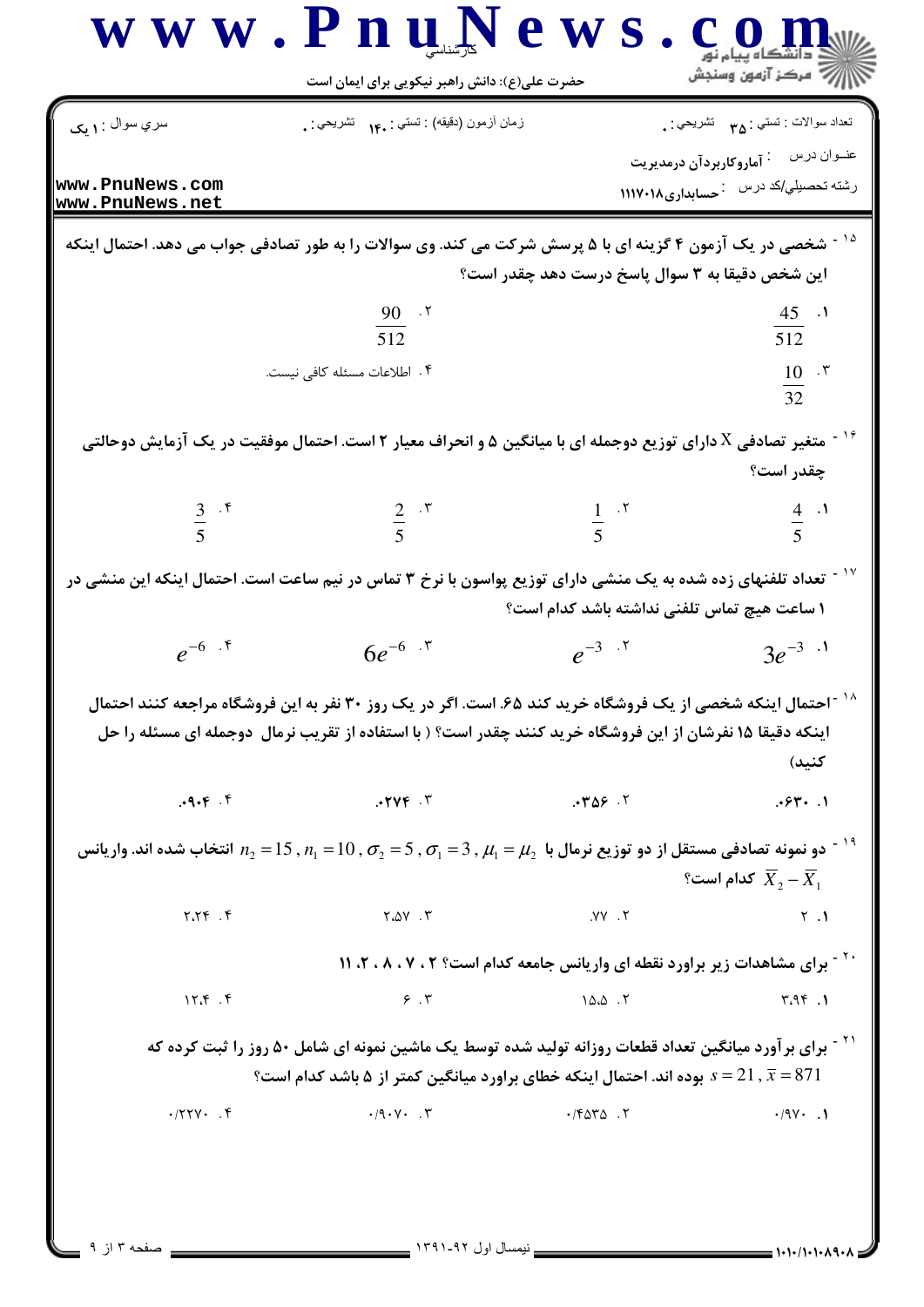۱۵- شخصی در یک آزمون ۴ گزینه ای با ۵ پرسش شرکت می کند. وی سوالات را به طور تصادفی جواب می دهد. احتمال اینکه این شخص دقیقا به ۳ سوال پاسخ درست دهد چقدر است؟

۱. $\frac{45}{512}$

۲. $\frac{90}{512}$

۳. $\frac{10}{32}$

۴. اطلاعات مسئله کافی نیست.

۱۶- متغیر تصادفی X دارای توزیع دوجمله ای با میانگین ۵ و انحراف معیار ۲ است. احتمال موفقیت در یک آزمایش دوحالتی چقدر است؟

۱. $\frac{4}{5}$

۲. $\frac{1}{5}$

۳. $\frac{2}{5}$

۴. $\frac{3}{5}$

۱۷- تعداد تلفنهای زده شده به یک منشی دارای توزیع پواسون با نرخ ۳ تماس در نیم ساعت است. احتمال اینکه این منشی در ۱ ساعت هیچ تماس تلفنی نداشته باشد کدام است؟

۱. $3e^{-3}$

۲. $e^{-3}$

۳. $6e^{-6}$

۴. $e^{-6}$

۱۸- احتمال اینکه شخصی از یک فروشگاه خرید کند ۶۵. است. اگر در یک روز ۳۰ نفر به این فروشگاه مراجعه کنند احتمال اینکه دقیقا ۱۵ نفرشان از این فروشگاه خرید کنند چقدر است؟ ( با استفاده از تقریب نرمال دوجمله ای مسئله را حل کنید)

۱. ۰.۶۳۰

۲. ۰.۳۵۶

۳. ۰.۲۷۴

۴. ۰.۹۰۴

۱۹- دو نمونه تصادفی مستقل از دو توزیع نرمال با $\mu_1 = \mu_2$ , $\sigma_1 = 3$ , $\sigma_2 = 5$ , $n_1 = 10$ , $n_2 = 15$ انتخاب شده اند. واریانس $\bar{X}_2 - \bar{X}_1$ کدام است؟

۱. ۲

۲. ۰.۷۷

۳. ۲.۵۷

۴. ۲.۲۴

۲۰- برای مشاهدات زیر براورد نقطه ای واریانس جامعه کدام است؟ ۲ ، ۷ ، ۸ ، ۲، ۱۱

۱. ۳.۹۴

۲. ۱۵.۵

۳. ۶

۴. ۱۲.۴

۲۱- برای برآورد میانگین تعداد قطعات روزانه تولید شده توسط یک ماشین نمونه ای شامل ۵۰ روز را ثبت کرده که $s = 21$ , $\bar{x} = 871$ بوده اند. احتمال اینکه خطای براورد میانگین کمتر از ۵ باشد کدام است؟

۱. ۰/۹۷۰

۲. ۰/۴۵۳۵

۳. ۰/۹۰۷۰

۴. ۰/۲۲۷۰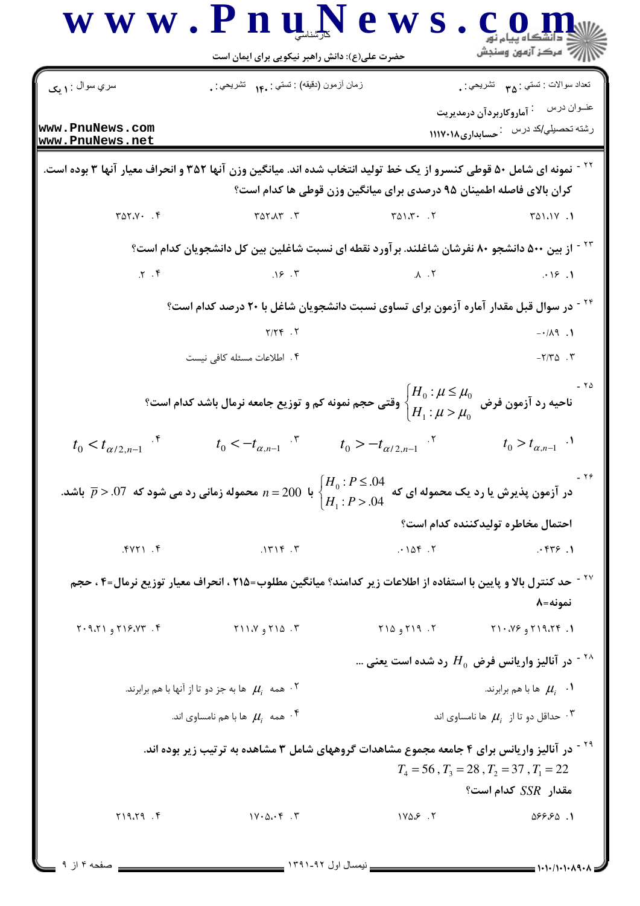۲۲ - نمونه ای شامل ۵۰ قوطی کنسرو از یک خط تولید انتخاب شده اند. میانگین وزن آنها ۳۵۲ و انحراف معیار آنها ۳ بوده است. کران بالای فاصله اطمینان ۹۵ درصدی برای میانگین وزن قوطی ها کدام است؟

۱. ۳۵۱.۱۷
۲. ۳۵۱.۳۰
۳. ۳۵۲.۸۳
۴. ۳۵۲.۷۰

۲۳ - از بین ۵۰۰ دانشجو ۸۰ نفرشان شاغلند. برآورد نقطه ای نسبت شاغلین بین کل دانشجویان کدام است؟

۱. ۰.۱۶
۲. ۸.
۳. ۱۶.
۴. ۲.

۲۴ - در سوال قبل مقدار آماره آزمون برای تساوی نسبت دانشجویان شاغل با ۲۰ درصد کدام است؟

۱. ۰/۸۹-
۲. ۲/۲۴
۳. ۲/۳۵-
۴. اطلاعات مسئله کافی نیست

۲۵ - ناحیه رد آزمون فرض $\begin{cases} H_0 : \mu \le \mu_0 \\ H_1 : \mu > \mu_0 \end{cases}$ وقتی حجم نمونه کم و توزیع جامعه نرمال باشد کدام است؟

۱. $t_0 > t_{\alpha,n-1}$
۲. $t_0 > -t_{\alpha/2,n-1}$
۳. $t_0 < -t_{\alpha,n-1}$
۴. $t_0 < t_{\alpha/2,n-1}$

۲۶ - در آزمون پذیرش یا رد یک محموله ای که $\begin{cases} H_0 : P \le .04 \\ H_1 : P > .04 \end{cases}$ با $n = 200$ محموله زمانی رد می شود که $\bar{p} > .07$ باشد. احتمال مخاطره تولیدکننده کدام است؟

۱. ۰.۴۳۶
۲. ۰.۱۵۴
۳. ۱۳۱۴.
۴. ۴۷۲۱.

۲۷ - حد کنترل بالا و پایین با استفاده از اطلاعات زیر کدامند؟ میانگین مطلوب=۲۱۵ ، انحراف معیار توزیع نرمال=۴ ، حجم نمونه=۸

۱. ۲۱۹.۲۴ و ۲۱۰.۷۶
۲. ۲۱۹ و ۲۱۵
۳. ۲۱۵ و ۲۱۱.۷
۴. ۲۱۶.۷۳ و ۲۰۹.۲۱

۲۸ - در آنالیز واریانس فرض $H_0$ رد شده است یعنی ...

۱. $\mu_i$ ها با هم برابرند.
۲. همه $\mu_i$ ها به جز دو تا از آنها با هم برابرند.
۳. حداقل دو تا از $\mu_i$ ها نامساوی اند
۴. همه $\mu_i$ ها با هم نامساوی اند.

۲۹ - در آنالیز واریانس برای ۴ جامعه مجموع مشاهدات گروههای شامل ۳ مشاهده به ترتیب زیر بوده اند.

$T_4 = 56 , T_3 = 28 , T_2 = 37 , T_1 = 22$

مقدار $SSR$ کدام است؟

۱. ۵۶۶.۶۵
۲. ۱۷۵.۶
۳. ۱۷۰۵.۰۴
۴. ۲۱۹.۲۹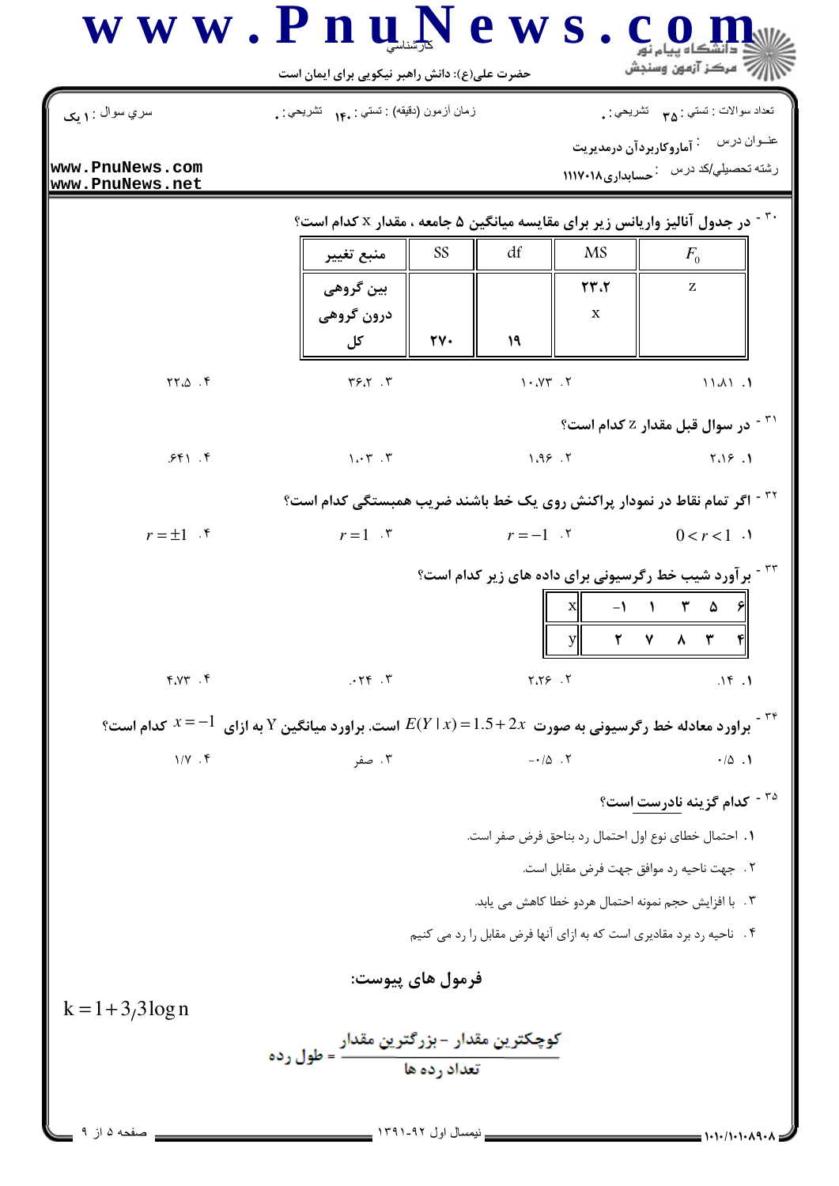سري سوال : ۱ یک

زمان آزمون (دقیقه) : تستي : ۱۴۰ تشریحي : ۰

تعداد سوالات : تستي : ۳۵ تشریحي : ۰

عنوان درس : آماروکاربردآن درمدیریت

رشته تحصیلي/کد درس : حسابداری۱۱۱۷۰۱۸

۳۰- در جدول آنالیز واریانس زیر برای مقایسه میانگین ۵ جامعه ، مقدار x کدام است؟

| منبع تغییر | SS | df | MS | $F_0$ |
|---|---|---|---|---|
| بین گروهی | | | ۲۳.۲ | z |
| درون گروهی | | | x | |
| کل | ۲۷۰ | ۱۹ | | |

۱. ۱۱.۸۱ ۲. ۱۰.۷۳ ۳. ۳۶.۲ ۴. ۲۲.۵

۳۱- در سوال قبل مقدار z کدام است؟

۱. ۲.۱۶ ۲. ۱.۹۶ ۳. ۱.۰۳ ۴. ۶۴۱.

۳۲- اگر تمام نقاط در نمودار پراکنش روی یک خط باشند ضریب همبستگی کدام است؟

۱. $0<r<1$ ۲. $r=-1$ ۳. $r=1$ ۴. $r=\pm1$

۳۳- برآورد شیب خط رگرسیونی برای داده های زیر کدام است؟

| x | -۱ | ۱ | ۳ | ۵ | ۶ |
|---|---|---|---|---|---|
| y | ۲ | ۷ | ۸ | ۳ | ۴ |

۱. ۱۴. ۲. ۲.۲۶ ۳. ۰۲۴. ۴. ۴.۷۳

۳۴- براورد معادله خط رگرسیونی به صورت $E(Y|x)=1.5+2x$ است. براورد میانگین Y به ازای $x=-1$ کدام است؟

۱. ۰/۵ ۲. -۰/۵ ۳. صفر ۴. ۱/۷

۳۵- کدام گزینه نادرست است؟

۱. احتمال خطای نوع اول احتمال رد بناحق فرض صفر است.

۲. جهت ناحیه رد موافق جهت فرض مقابل است.

۳. با افزایش حجم نمونه احتمال هردو خطا کاهش می یابد.

۴. ناحیه رد برد مقادیری است که به ازای آنها فرض مقابل را رد می کنیم

## فرمول های پیوست:

$$k=1+3/3\log n$$

$$\text{طول رده} = \frac{\text{کوچکترین مقدار - بزرگترین مقدار}}{\text{تعداد رده ها}}$$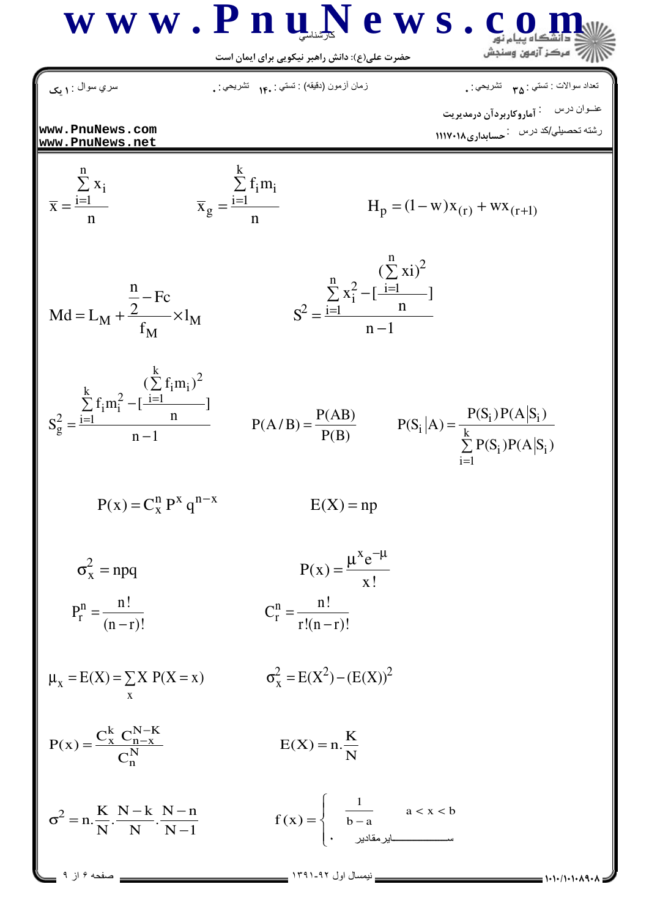$$\bar{x} = \frac{\sum_{i=1}^{n} x_i}{n} \qquad \bar{x}_g = \frac{\sum_{i=1}^{k} f_i m_i}{n} \qquad H_p = (1-w)x_{(r)} + wx_{(r+1)}$$

$$Md = L_M + \frac{\frac{n}{2} - Fc}{f_M} \times l_M \qquad S^2 = \frac{\sum_{i=1}^{n} x_i^2 - [\frac{(\sum_{i=1}^{n} xi)^2}{n}]}{n-1}$$

$$S_g^2 = \frac{\sum_{i=1}^{k} f_i m_i^2 - [\frac{(\sum_{i=1}^{k} f_i m_i)^2}{n}]}{n-1} \qquad P(A/B) = \frac{P(AB)}{P(B)} \qquad P(S_i|A) = \frac{P(S_i)P(A|S_i)}{\sum_{i=1}^{k} P(S_i)P(A|S_i)}$$

$$P(x) = C_x^n P^x q^{n-x} \qquad E(X) = np$$

$$\sigma_x^2 = npq \qquad P(x) = \frac{\mu^x e^{-\mu}}{x!}$$

$$P_r^n = \frac{n!}{(n-r)!} \qquad C_r^n = \frac{n!}{r!(n-r)!}$$

$$\mu_x = E(X) = \sum_{x} X\,P(X=x) \qquad \sigma_x^2 = E(X^2) - (E(X))^2$$

$$P(x) = \frac{C_x^k\ C_{n-x}^{N-K}}{C_n^N} \qquad E(X) = n.\frac{K}{N}$$

$$\sigma^2 = n.\frac{K}{N}.\frac{N-k}{N}.\frac{N-n}{N-1} \qquad f(x) = \begin{cases} \frac{1}{b-a} & a < x < b \\ 0 & \text{سایر مقادیر} \end{cases}$$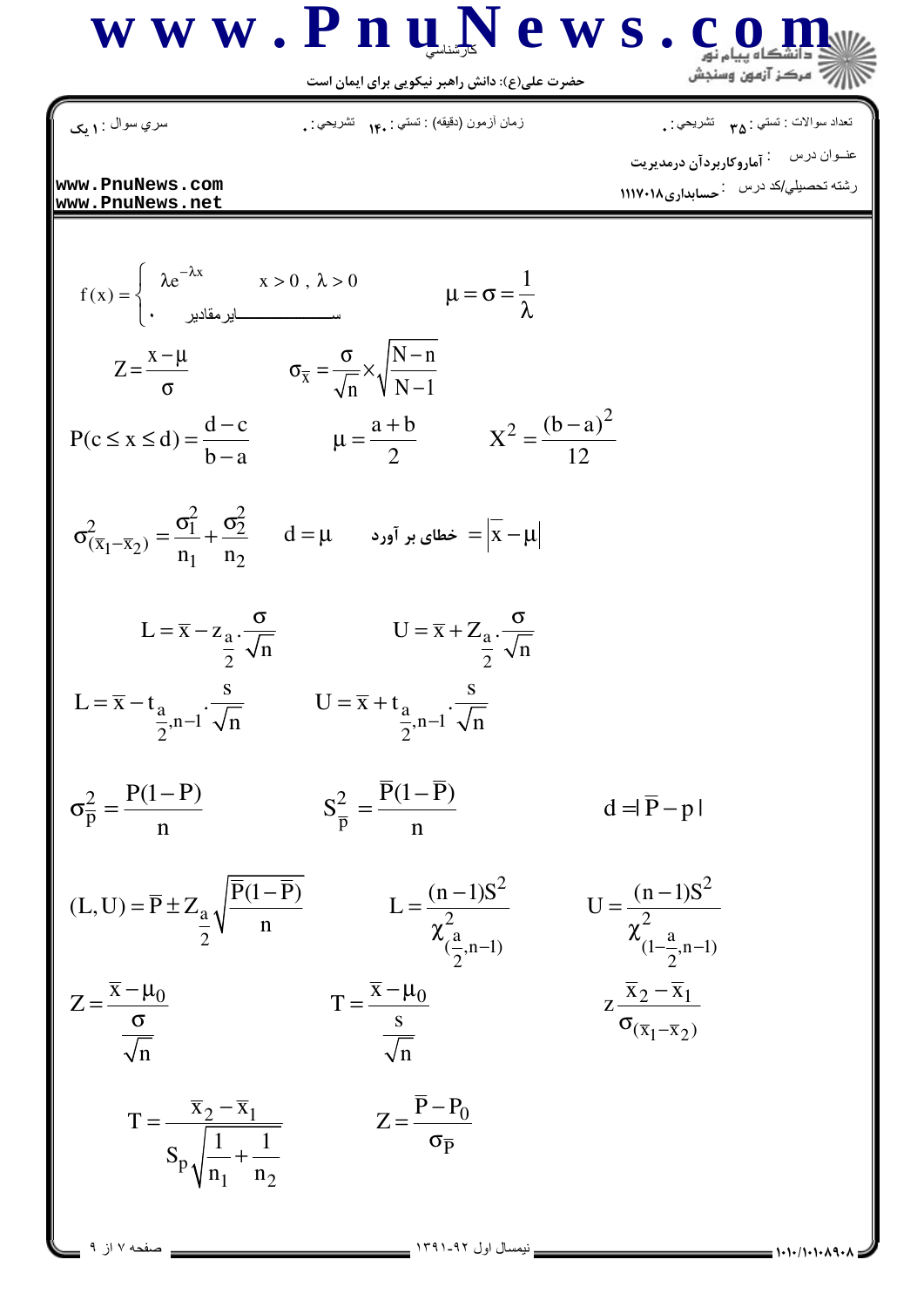سري سوال : ۱ یک

زمان آزمون (دقیقه) : تستی : ۱۴۰ تشریحی : ۰

تعداد سوالات : تستی : ۳۵ تشریحی : ۰

عنوان درس : آماروکاربردآن درمدیریت

رشته تحصیلی/کد درس : حسابداری۱۱۱۷۰۱۸

$$f(x) = \begin{cases} \lambda e^{-\lambda x} & x > 0 \ , \ \lambda > 0 \\ \cdot & \text{سایرمقادیر} \end{cases} \qquad \mu = \sigma = \frac{1}{\lambda}$$

$$Z = \frac{x-\mu}{\sigma} \qquad \sigma_{\overline{x}} = \frac{\sigma}{\sqrt{n}} \times \sqrt{\frac{N-n}{N-1}}$$

$$P(c \le x \le d) = \frac{d-c}{b-a} \qquad \mu = \frac{a+b}{2} \qquad X^2 = \frac{(b-a)^2}{12}$$

$$\sigma^2_{(\overline{x}_1-\overline{x}_2)} = \frac{\sigma_1^2}{n_1} + \frac{\sigma_2^2}{n_2} \qquad d = \mu \qquad \text{خطای بر آورد} = \left|\overline{x} - \mu\right|$$

$$L = \overline{x} - z_{\frac{a}{2}} \cdot \frac{\sigma}{\sqrt{n}} \qquad U = \overline{x} + Z_{\frac{a}{2}} \cdot \frac{\sigma}{\sqrt{n}}$$

$$L = \overline{x} - t_{\frac{a}{2},n-1} \cdot \frac{s}{\sqrt{n}} \qquad U = \overline{x} + t_{\frac{a}{2},n-1} \cdot \frac{s}{\sqrt{n}}$$

$$\sigma^2_{\overline{p}} = \frac{P(1-P)}{n} \qquad S^2_{\overline{p}} = \frac{\overline{P}(1-\overline{P})}{n} \qquad d = |\overline{P} - p|$$

$$(L,U) = \overline{P} \pm Z_{\frac{a}{2}} \sqrt{\frac{\overline{P}(1-\overline{P})}{n}} \qquad L = \frac{(n-1)S^2}{\chi^2_{(\frac{a}{2},n-1)}} \qquad U = \frac{(n-1)S^2}{\chi^2_{(1-\frac{a}{2},n-1)}}$$

$$Z = \frac{\overline{x} - \mu_0}{\frac{\sigma}{\sqrt{n}}} \qquad T = \frac{\overline{x} - \mu_0}{\frac{s}{\sqrt{n}}} \qquad z \frac{\overline{x}_2 - \overline{x}_1}{\sigma_{(\overline{x}_1-\overline{x}_2)}}$$

$$T = \frac{\overline{x}_2 - \overline{x}_1}{S_p \sqrt{\frac{1}{n_1} + \frac{1}{n_2}}} \qquad Z = \frac{\overline{P} - P_0}{\sigma_{\overline{P}}}$$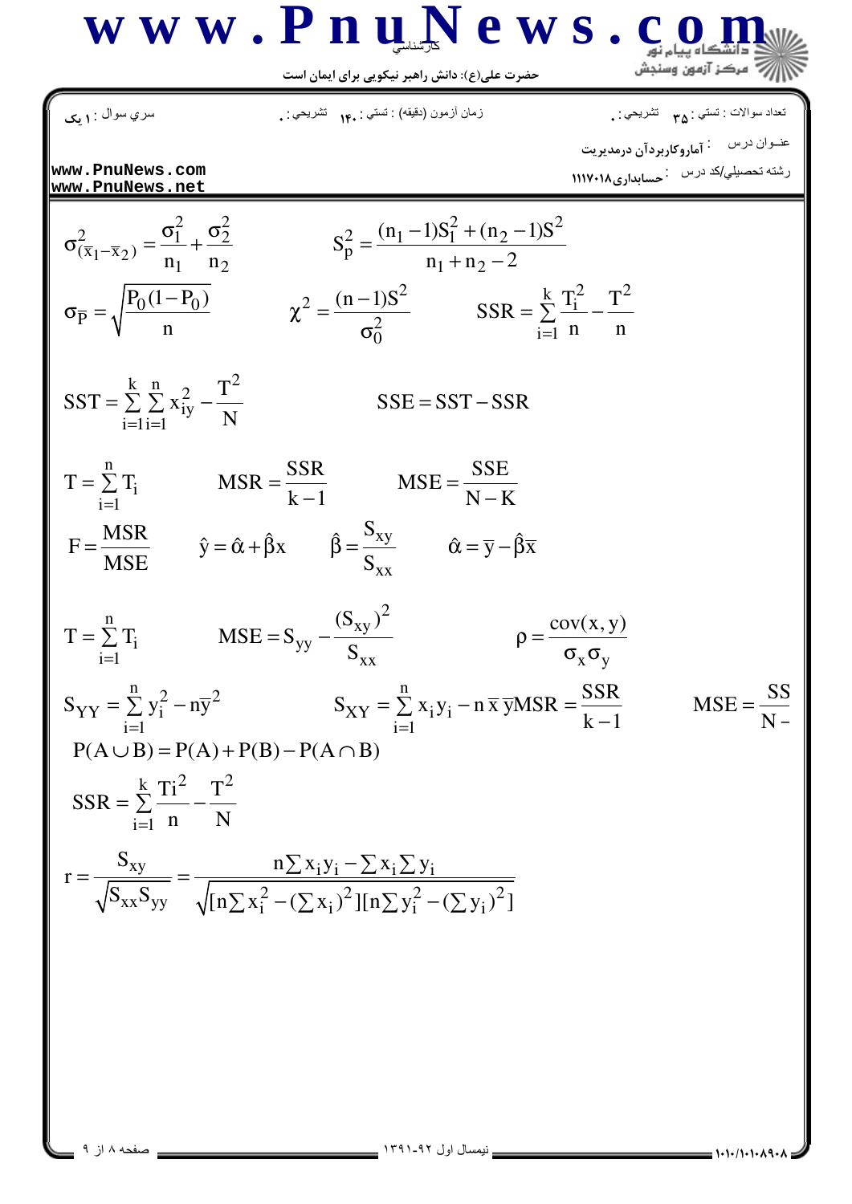سري سوال : ۱ یک | زمان آزمون (دقیقه) : تستی : ۱۴۰ تشریحی : ۰ | تعداد سوالات : تستی : ۳۵ تشریحی : ۰

عنوان درس : آماروکاربردآن درمدیریت

رشته تحصیلی/کد درس : حسابداری ۱۱۱۷۰۱۸

$$\sigma^2_{(\bar{x}_1-\bar{x}_2)} = \frac{\sigma_1^2}{n_1} + \frac{\sigma_2^2}{n_2} \qquad S_p^2 = \frac{(n_1-1)S_1^2 + (n_2-1)S^2}{n_1+n_2-2}$$

$$\sigma_{\bar{P}} = \sqrt{\frac{P_0(1-P_0)}{n}} \qquad \chi^2 = \frac{(n-1)S^2}{\sigma_0^2} \qquad SSR = \sum_{i=1}^{k} \frac{T_i^2}{n} - \frac{T^2}{n}$$

$$SST = \sum_{i=1}^{k}\sum_{i=1}^{n} x_{iy}^2 - \frac{T^2}{N} \qquad SSE = SST - SSR$$

$$T = \sum_{i=1}^{n} T_i \qquad MSR = \frac{SSR}{k-1} \qquad MSE = \frac{SSE}{N-K}$$

$$F = \frac{MSR}{MSE} \qquad \hat{y} = \hat{\alpha} + \hat{\beta}x \qquad \hat{\beta} = \frac{S_{xy}}{S_{xx}} \qquad \hat{\alpha} = \bar{y} - \hat{\beta}\bar{x}$$

$$T = \sum_{i=1}^{n} T_i \qquad MSE = S_{yy} - \frac{(S_{xy})^2}{S_{xx}} \qquad \rho = \frac{\text{cov}(x,y)}{\sigma_x \sigma_y}$$

$$S_{YY} = \sum_{i=1}^{n} y_i^2 - n\bar{y}^2 \qquad S_{XY} = \sum_{i=1}^{n} x_i y_i - n\,\bar{x}\,\bar{y} MSR = \frac{SSR}{k-1} \qquad MSE = \frac{SS}{N-}$$

$$P(A \cup B) = P(A) + P(B) - P(A \cap B)$$

$$SSR = \sum_{i=1}^{k} \frac{Ti^2}{n} - \frac{T^2}{N}$$

$$r = \frac{S_{xy}}{\sqrt{S_{xx}S_{yy}}} = \frac{n\sum x_i y_i - \sum x_i \sum y_i}{\sqrt{[n\sum x_i^2 - (\sum x_i)^2][n\sum y_i^2 - (\sum y_i)^2]}}$$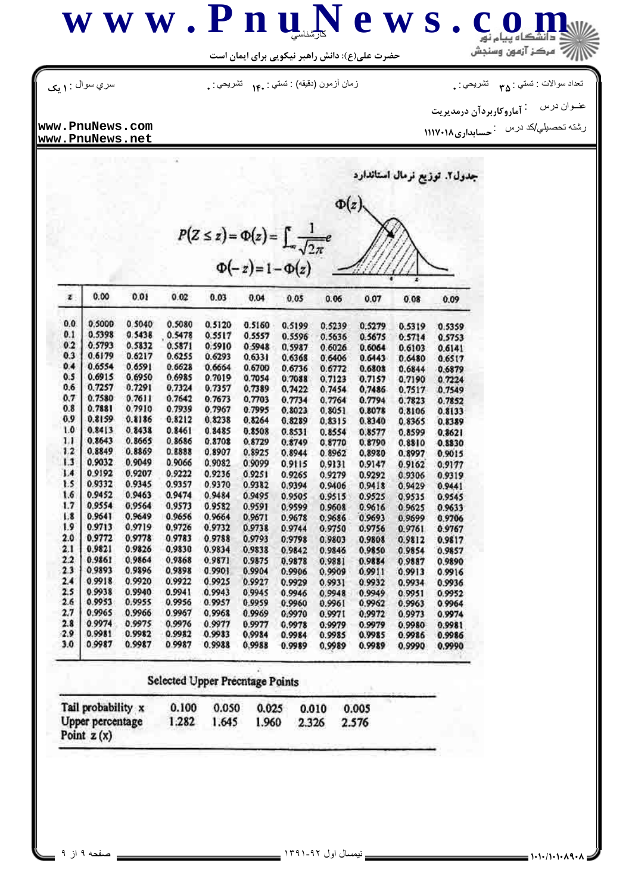سري سوال : ۱ یک

زمان آزمون (دقیقه) : تستي : ۱۴۰ تشريحي : ۰

تعداد سوالات : تستي : ۳۵ تشريحي : ۰

عنــوان درس : آماروکاربردآن درمدیریت

رشته تحصيلي/کد درس : حسابداری۱۱۱۷۰۱۸

## جدول۲. توزیع نرمال استاندارد

$$P(Z \le z) = \Phi(z) = \int_{-\infty}^{z} \frac{1}{\sqrt{2\pi}} e$$

$$\Phi(-z) = 1 - \Phi(z)$$

| z | 0.00 | 0.01 | 0.02 | 0.03 | 0.04 | 0.05 | 0.06 | 0.07 | 0.08 | 0.09 |
|---|---|---|---|---|---|---|---|---|---|---|
| 0.0 | 0.5000 | 0.5040 | 0.5080 | 0.5120 | 0.5160 | 0.5199 | 0.5239 | 0.5279 | 0.5319 | 0.5359 |
| 0.1 | 0.5398 | 0.5438 | 0.5478 | 0.5517 | 0.5557 | 0.5596 | 0.5636 | 0.5675 | 0.5714 | 0.5753 |
| 0.2 | 0.5793 | 0.5832 | 0.5871 | 0.5910 | 0.5948 | 0.5987 | 0.6026 | 0.6064 | 0.6103 | 0.6141 |
| 0.3 | 0.6179 | 0.6217 | 0.6255 | 0.6293 | 0.6331 | 0.6368 | 0.6406 | 0.6443 | 0.6480 | 0.6517 |
| 0.4 | 0.6554 | 0.6591 | 0.6628 | 0.6664 | 0.6700 | 0.6736 | 0.6772 | 0.6808 | 0.6844 | 0.6879 |
| 0.5 | 0.6915 | 0.6950 | 0.6985 | 0.7019 | 0.7054 | 0.7088 | 0.7123 | 0.7157 | 0.7190 | 0.7224 |
| 0.6 | 0.7257 | 0.7291 | 0.7324 | 0.7357 | 0.7389 | 0.7422 | 0.7454 | 0.7486 | 0.7517 | 0.7549 |
| 0.7 | 0.7580 | 0.7611 | 0.7642 | 0.7673 | 0.7703 | 0.7734 | 0.7764 | 0.7794 | 0.7823 | 0.7852 |
| 0.8 | 0.7881 | 0.7910 | 0.7939 | 0.7967 | 0.7995 | 0.8023 | 0.8051 | 0.8078 | 0.8106 | 0.8133 |
| 0.9 | 0.8159 | 0.8186 | 0.8212 | 0.8238 | 0.8264 | 0.8289 | 0.8315 | 0.8340 | 0.8365 | 0.8389 |
| 1.0 | 0.8413 | 0.8438 | 0.8461 | 0.8485 | 0.8508 | 0.8531 | 0.8554 | 0.8577 | 0.8599 | 0.8621 |
| 1.1 | 0.8643 | 0.8665 | 0.8686 | 0.8708 | 0.8729 | 0.8749 | 0.8770 | 0.8790 | 0.8810 | 0.8830 |
| 1.2 | 0.8849 | 0.8869 | 0.8888 | 0.8907 | 0.8925 | 0.8944 | 0.8962 | 0.8980 | 0.8997 | 0.9015 |
| 1.3 | 0.9032 | 0.9049 | 0.9066 | 0.9082 | 0.9099 | 0.9115 | 0.9131 | 0.9147 | 0.9162 | 0.9177 |
| 1.4 | 0.9192 | 0.9207 | 0.9222 | 0.9236 | 0.9251 | 0.9265 | 0.9279 | 0.9292 | 0.9306 | 0.9319 |
| 1.5 | 0.9332 | 0.9345 | 0.9357 | 0.9370 | 0.9382 | 0.9394 | 0.9406 | 0.9418 | 0.9429 | 0.9441 |
| 1.6 | 0.9452 | 0.9463 | 0.9474 | 0.9484 | 0.9495 | 0.9505 | 0.9515 | 0.9525 | 0.9535 | 0.9545 |
| 1.7 | 0.9554 | 0.9564 | 0.9573 | 0.9582 | 0.9591 | 0.9599 | 0.9608 | 0.9616 | 0.9625 | 0.9633 |
| 1.8 | 0.9641 | 0.9649 | 0.9656 | 0.9664 | 0.9671 | 0.9678 | 0.9686 | 0.9693 | 0.9699 | 0.9706 |
| 1.9 | 0.9713 | 0.9719 | 0.9726 | 0.9732 | 0.9738 | 0.9744 | 0.9750 | 0.9756 | 0.9761 | 0.9767 |
| 2.0 | 0.9772 | 0.9778 | 0.9783 | 0.9788 | 0.9793 | 0.9798 | 0.9803 | 0.9808 | 0.9812 | 0.9817 |
| 2.1 | 0.9821 | 0.9826 | 0.9830 | 0.9834 | 0.9838 | 0.9842 | 0.9846 | 0.9850 | 0.9854 | 0.9857 |
| 2.2 | 0.9861 | 0.9864 | 0.9868 | 0.9871 | 0.9875 | 0.9878 | 0.9881 | 0.9884 | 0.9887 | 0.9890 |
| 2.3 | 0.9893 | 0.9896 | 0.9898 | 0.9901 | 0.9904 | 0.9906 | 0.9909 | 0.9911 | 0.9913 | 0.9916 |
| 2.4 | 0.9918 | 0.9920 | 0.9922 | 0.9925 | 0.9927 | 0.9929 | 0.9931 | 0.9932 | 0.9934 | 0.9936 |
| 2.5 | 0.9938 | 0.9940 | 0.9941 | 0.9943 | 0.9945 | 0.9946 | 0.9948 | 0.9949 | 0.9951 | 0.9952 |
| 2.6 | 0.9953 | 0.9955 | 0.9956 | 0.9957 | 0.9959 | 0.9960 | 0.9961 | 0.9962 | 0.9963 | 0.9964 |
| 2.7 | 0.9965 | 0.9966 | 0.9967 | 0.9968 | 0.9969 | 0.9970 | 0.9971 | 0.9972 | 0.9973 | 0.9974 |
| 2.8 | 0.9974 | 0.9975 | 0.9976 | 0.9977 | 0.9977 | 0.9978 | 0.9979 | 0.9979 | 0.9980 | 0.9981 |
| 2.9 | 0.9981 | 0.9982 | 0.9982 | 0.9983 | 0.9984 | 0.9984 | 0.9985 | 0.9985 | 0.9986 | 0.9986 |
| 3.0 | 0.9987 | 0.9987 | 0.9987 | 0.9988 | 0.9988 | 0.9989 | 0.9989 | 0.9989 | 0.9990 | 0.9990 |

### Selected Upper Precntage Points

| Tail probability x | 0.100 | 0.050 | 0.025 | 0.010 | 0.005 |
|---|---|---|---|---|---|
| Upper percentage Point z (x) | 1.282 | 1.645 | 1.960 | 2.326 | 2.576 |